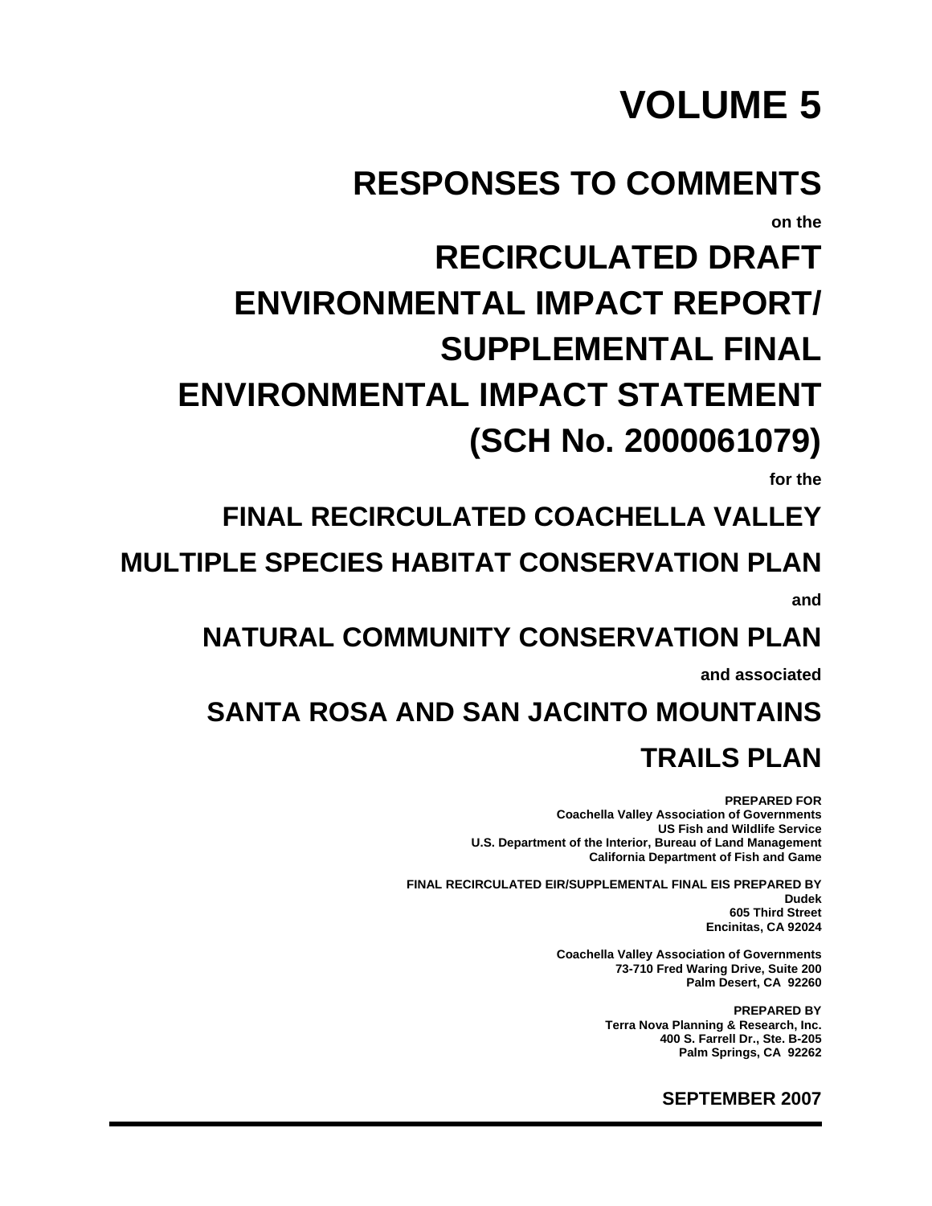# VOLUME 5

# RESPONSES TO COMMENTS

**on the**

# RECIRCULATED DRAFT ENVIRONMENTAL IMPACT REPORT/ SUPPLEMENTAL FINAL ENVIRONMENTAL IMPACT STATEMENT (SCH No. 2000061079)

**for the**

## FINAL RECIRCULATED COACHELLA VALLEY MULTIPLE SPECIES HABITAT CONSERVATION PLAN

**and**

## NATURAL COMMUNITY CONSERVATION PLAN

**and associated**

## SANTA ROSA AND SAN JACINTO MOUNTAINS TRAILS PLAN

**PREPARED FOR**
**Coachella Valley Association of Governments**
**US Fish and Wildlife Service**
**U.S. Department of the Interior, Bureau of Land Management**
**California Department of Fish and Game**

**FINAL RECIRCULATED EIR/SUPPLEMENTAL FINAL EIS PREPARED BY**
**Dudek**
**605 Third Street**
**Encinitas, CA 92024**

**Coachella Valley Association of Governments**
**73-710 Fred Waring Drive, Suite 200**
**Palm Desert, CA 92260**

**PREPARED BY**
**Terra Nova Planning & Research, Inc.**
**400 S. Farrell Dr., Ste. B-205**
**Palm Springs, CA 92262**

**SEPTEMBER 2007**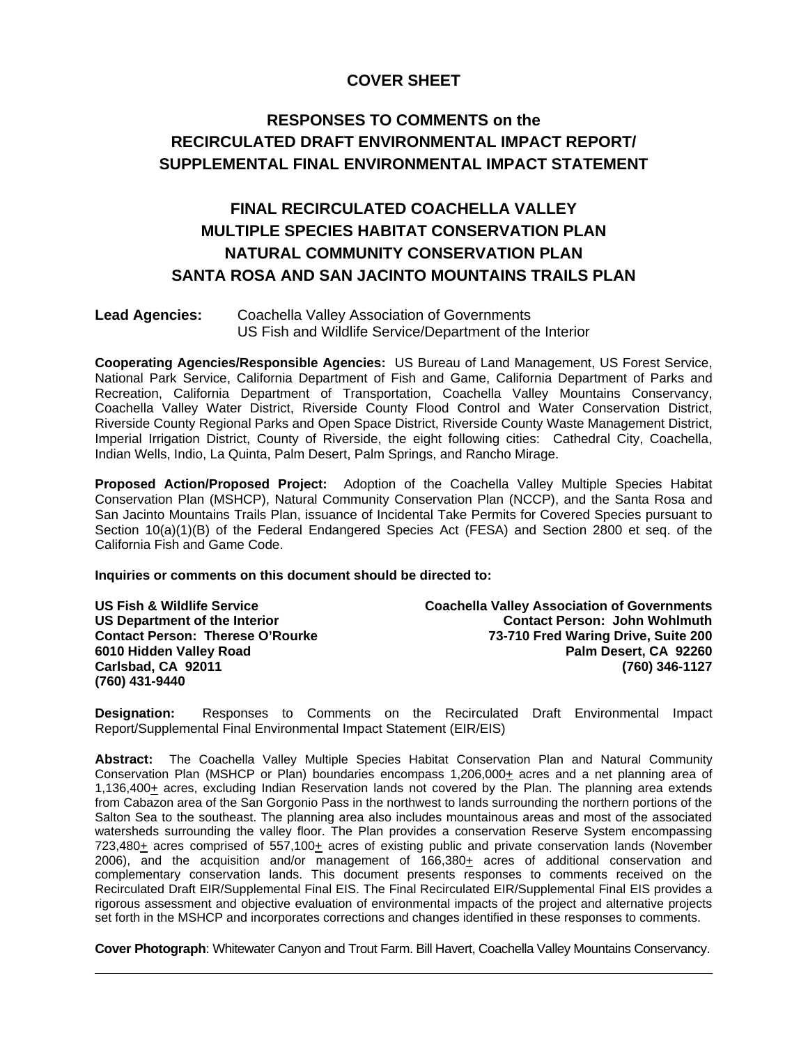# COVER SHEET

## RESPONSES TO COMMENTS on the RECIRCULATED DRAFT ENVIRONMENTAL IMPACT REPORT/ SUPPLEMENTAL FINAL ENVIRONMENTAL IMPACT STATEMENT

## FINAL RECIRCULATED COACHELLA VALLEY MULTIPLE SPECIES HABITAT CONSERVATION PLAN NATURAL COMMUNITY CONSERVATION PLAN SANTA ROSA AND SAN JACINTO MOUNTAINS TRAILS PLAN

**Lead Agencies:** Coachella Valley Association of Governments
US Fish and Wildlife Service/Department of the Interior

**Cooperating Agencies/Responsible Agencies:** US Bureau of Land Management, US Forest Service, National Park Service, California Department of Fish and Game, California Department of Parks and Recreation, California Department of Transportation, Coachella Valley Mountains Conservancy, Coachella Valley Water District, Riverside County Flood Control and Water Conservation District, Riverside County Regional Parks and Open Space District, Riverside County Waste Management District, Imperial Irrigation District, County of Riverside, the eight following cities: Cathedral City, Coachella, Indian Wells, Indio, La Quinta, Palm Desert, Palm Springs, and Rancho Mirage.

**Proposed Action/Proposed Project:** Adoption of the Coachella Valley Multiple Species Habitat Conservation Plan (MSHCP), Natural Community Conservation Plan (NCCP), and the Santa Rosa and San Jacinto Mountains Trails Plan, issuance of Incidental Take Permits for Covered Species pursuant to Section 10(a)(1)(B) of the Federal Endangered Species Act (FESA) and Section 2800 et seq. of the California Fish and Game Code.

**Inquiries or comments on this document should be directed to:**

**US Fish & Wildlife Service**
**US Department of the Interior**
**Contact Person: Therese O'Rourke**
**6010 Hidden Valley Road**
**Carlsbad, CA 92011**
**(760) 431-9440**

**Coachella Valley Association of Governments**
**Contact Person: John Wohlmuth**
**73-710 Fred Waring Drive, Suite 200**
**Palm Desert, CA 92260**
**(760) 346-1127**

**Designation:** Responses to Comments on the Recirculated Draft Environmental Impact Report/Supplemental Final Environmental Impact Statement (EIR/EIS)

**Abstract:** The Coachella Valley Multiple Species Habitat Conservation Plan and Natural Community Conservation Plan (MSHCP or Plan) boundaries encompass 1,206,000± acres and a net planning area of 1,136,400± acres, excluding Indian Reservation lands not covered by the Plan. The planning area extends from Cabazon area of the San Gorgonio Pass in the northwest to lands surrounding the northern portions of the Salton Sea to the southeast. The planning area also includes mountainous areas and most of the associated watersheds surrounding the valley floor. The Plan provides a conservation Reserve System encompassing 723,480± acres comprised of 557,100± acres of existing public and private conservation lands (November 2006), and the acquisition and/or management of 166,380± acres of additional conservation and complementary conservation lands. This document presents responses to comments received on the Recirculated Draft EIR/Supplemental Final EIS. The Final Recirculated EIR/Supplemental Final EIS provides a rigorous assessment and objective evaluation of environmental impacts of the project and alternative projects set forth in the MSHCP and incorporates corrections and changes identified in these responses to comments.

**Cover Photograph**: Whitewater Canyon and Trout Farm. Bill Havert, Coachella Valley Mountains Conservancy.